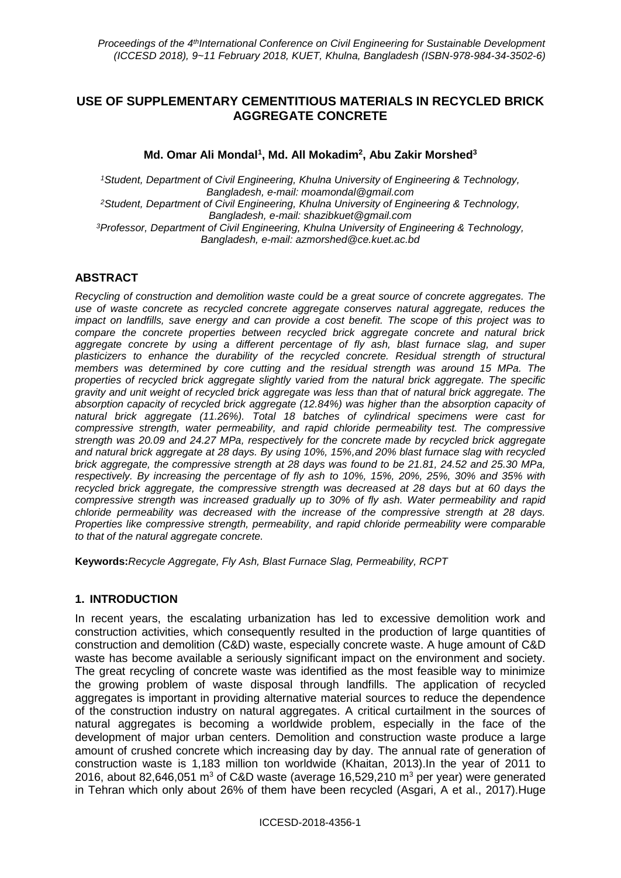# USE OF SUPPLEMENTARY CEMENTITIOUS MATERIALS IN RECYCLED BRICK AGGREGATE CONCRETE

**Md. Omar Ali Mondal[1], Md. All Mokadim[2], Abu Zakir Morshed[3]**

*[1]Student, Department of Civil Engineering, Khulna University of Engineering & Technology, Bangladesh, e-mail: moamondal@gmail.com*
*[2]Student, Department of Civil Engineering, Khulna University of Engineering & Technology, Bangladesh, e-mail: shazibkuet@gmail.com*
*[3]Professor, Department of Civil Engineering, Khulna University of Engineering & Technology, Bangladesh, e-mail: azmorshed@ce.kuet.ac.bd*

## ABSTRACT

*Recycling of construction and demolition waste could be a great source of concrete aggregates. The use of waste concrete as recycled concrete aggregate conserves natural aggregate, reduces the impact on landfills, save energy and can provide a cost benefit. The scope of this project was to compare the concrete properties between recycled brick aggregate concrete and natural brick aggregate concrete by using a different percentage of fly ash, blast furnace slag, and super plasticizers to enhance the durability of the recycled concrete. Residual strength of structural members was determined by core cutting and the residual strength was around 15 MPa. The properties of recycled brick aggregate slightly varied from the natural brick aggregate. The specific gravity and unit weight of recycled brick aggregate was less than that of natural brick aggregate. The absorption capacity of recycled brick aggregate (12.84%) was higher than the absorption capacity of natural brick aggregate (11.26%). Total 18 batches of cylindrical specimens were cast for compressive strength, water permeability, and rapid chloride permeability test. The compressive strength was 20.09 and 24.27 MPa, respectively for the concrete made by recycled brick aggregate and natural brick aggregate at 28 days. By using 10%, 15%,and 20% blast furnace slag with recycled brick aggregate, the compressive strength at 28 days was found to be 21.81, 24.52 and 25.30 MPa, respectively. By increasing the percentage of fly ash to 10%, 15%, 20%, 25%, 30% and 35% with recycled brick aggregate, the compressive strength was decreased at 28 days but at 60 days the compressive strength was increased gradually up to 30% of fly ash. Water permeability and rapid chloride permeability was decreased with the increase of the compressive strength at 28 days. Properties like compressive strength, permeability, and rapid chloride permeability were comparable to that of the natural aggregate concrete.*

**Keywords:** *Recycle Aggregate, Fly Ash, Blast Furnace Slag, Permeability, RCPT*

## 1. INTRODUCTION

In recent years, the escalating urbanization has led to excessive demolition work and construction activities, which consequently resulted in the production of large quantities of construction and demolition (C&D) waste, especially concrete waste. A huge amount of C&D waste has become available a seriously significant impact on the environment and society. The great recycling of concrete waste was identified as the most feasible way to minimize the growing problem of waste disposal through landfills. The application of recycled aggregates is important in providing alternative material sources to reduce the dependence of the construction industry on natural aggregates. A critical curtailment in the sources of natural aggregates is becoming a worldwide problem, especially in the face of the development of major urban centers. Demolition and construction waste produce a large amount of crushed concrete which increasing day by day. The annual rate of generation of construction waste is 1,183 million ton worldwide (Khaitan, 2013).In the year of 2011 to 2016, about 82,646,051 $m^3$ of C&D waste (average 16,529,210 $m^3$ per year) were generated in Tehran which only about 26% of them have been recycled (Asgari, A et al., 2017).Huge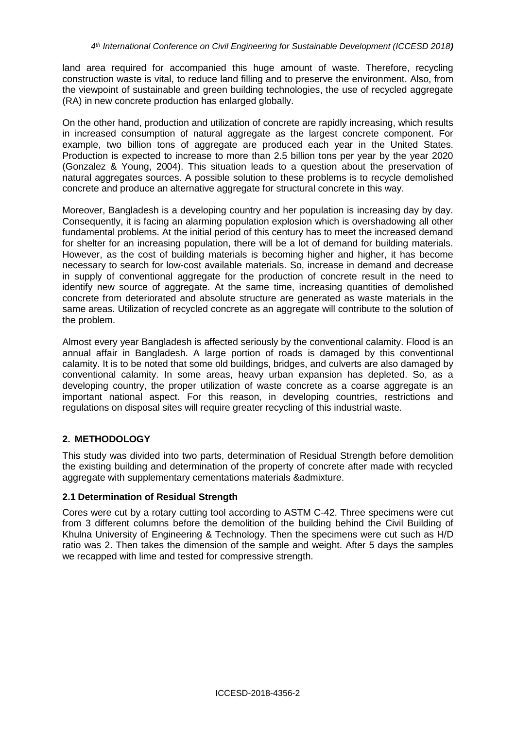land area required for accompanied this huge amount of waste. Therefore, recycling construction waste is vital, to reduce land filling and to preserve the environment. Also, from the viewpoint of sustainable and green building technologies, the use of recycled aggregate (RA) in new concrete production has enlarged globally.

On the other hand, production and utilization of concrete are rapidly increasing, which results in increased consumption of natural aggregate as the largest concrete component. For example, two billion tons of aggregate are produced each year in the United States. Production is expected to increase to more than 2.5 billion tons per year by the year 2020 (Gonzalez & Young, 2004). This situation leads to a question about the preservation of natural aggregates sources. A possible solution to these problems is to recycle demolished concrete and produce an alternative aggregate for structural concrete in this way.

Moreover, Bangladesh is a developing country and her population is increasing day by day. Consequently, it is facing an alarming population explosion which is overshadowing all other fundamental problems. At the initial period of this century has to meet the increased demand for shelter for an increasing population, there will be a lot of demand for building materials. However, as the cost of building materials is becoming higher and higher, it has become necessary to search for low-cost available materials. So, increase in demand and decrease in supply of conventional aggregate for the production of concrete result in the need to identify new source of aggregate. At the same time, increasing quantities of demolished concrete from deteriorated and absolute structure are generated as waste materials in the same areas. Utilization of recycled concrete as an aggregate will contribute to the solution of the problem.

Almost every year Bangladesh is affected seriously by the conventional calamity. Flood is an annual affair in Bangladesh. A large portion of roads is damaged by this conventional calamity. It is to be noted that some old buildings, bridges, and culverts are also damaged by conventional calamity. In some areas, heavy urban expansion has depleted. So, as a developing country, the proper utilization of waste concrete as a coarse aggregate is an important national aspect. For this reason, in developing countries, restrictions and regulations on disposal sites will require greater recycling of this industrial waste.

## 2. METHODOLOGY

This study was divided into two parts, determination of Residual Strength before demolition the existing building and determination of the property of concrete after made with recycled aggregate with supplementary cementations materials &admixture.

### 2.1 Determination of Residual Strength

Cores were cut by a rotary cutting tool according to ASTM C-42. Three specimens were cut from 3 different columns before the demolition of the building behind the Civil Building of Khulna University of Engineering & Technology. Then the specimens were cut such as H/D ratio was 2. Then takes the dimension of the sample and weight. After 5 days the samples we recapped with lime and tested for compressive strength.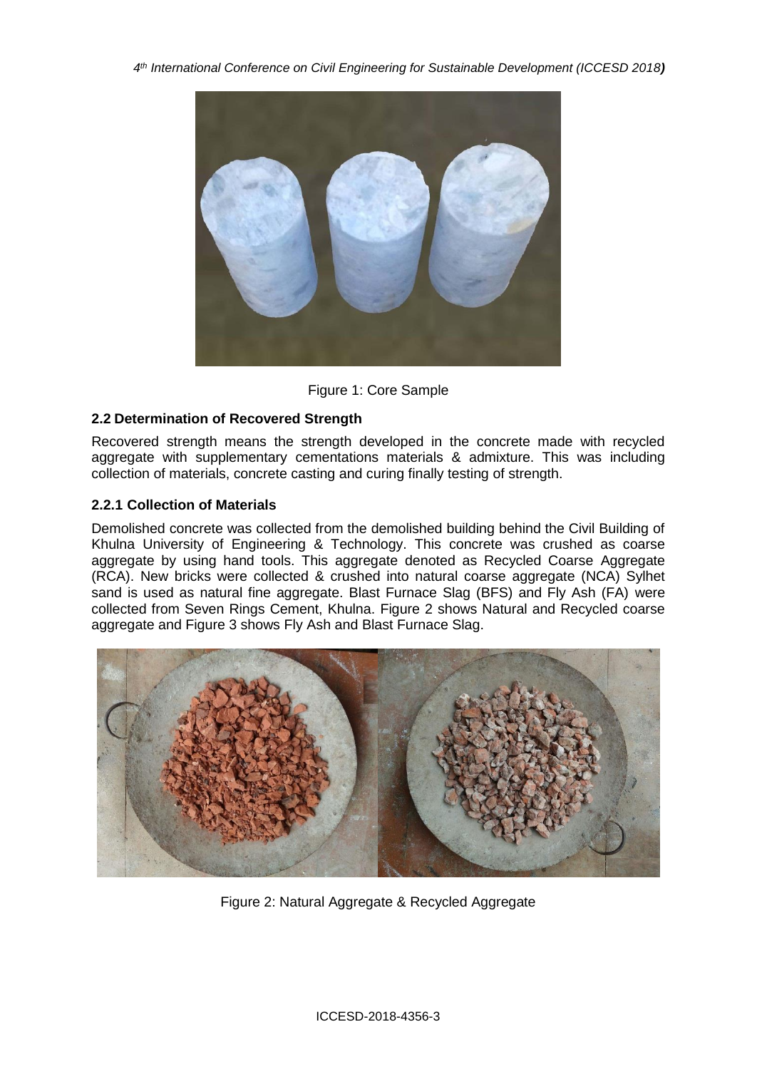Figure 1: Core Sample

## 2.2 Determination of Recovered Strength

Recovered strength means the strength developed in the concrete made with recycled aggregate with supplementary cementations materials & admixture. This was including collection of materials, concrete casting and curing finally testing of strength.

### 2.2.1 Collection of Materials

Demolished concrete was collected from the demolished building behind the Civil Building of Khulna University of Engineering & Technology. This concrete was crushed as coarse aggregate by using hand tools. This aggregate denoted as Recycled Coarse Aggregate (RCA). New bricks were collected & crushed into natural coarse aggregate (NCA) Sylhet sand is used as natural fine aggregate. Blast Furnace Slag (BFS) and Fly Ash (FA) were collected from Seven Rings Cement, Khulna. Figure 2 shows Natural and Recycled coarse aggregate and Figure 3 shows Fly Ash and Blast Furnace Slag.

Figure 2: Natural Aggregate & Recycled Aggregate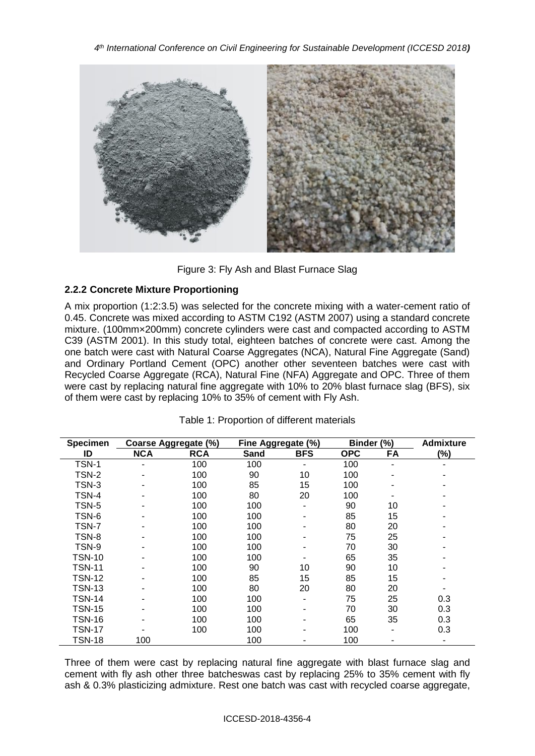Figure 3: Fly Ash and Blast Furnace Slag

### 2.2.2 Concrete Mixture Proportioning

A mix proportion (1:2:3.5) was selected for the concrete mixing with a water-cement ratio of 0.45. Concrete was mixed according to ASTM C192 (ASTM 2007) using a standard concrete mixture. (100mm×200mm) concrete cylinders were cast and compacted according to ASTM C39 (ASTM 2001). In this study total, eighteen batches of concrete were cast. Among the one batch were cast with Natural Coarse Aggregates (NCA), Natural Fine Aggregate (Sand) and Ordinary Portland Cement (OPC) another other seventeen batches were cast with Recycled Coarse Aggregate (RCA), Natural Fine (NFA) Aggregate and OPC. Three of them were cast by replacing natural fine aggregate with 10% to 20% blast furnace slag (BFS), six of them were cast by replacing 10% to 35% of cement with Fly Ash.

Table 1: Proportion of different materials

| Specimen | Coarse Aggregate (%) | | Fine Aggregate (%) | | Binder (%) | | Admixture |
|---|---|---|---|---|---|---|---|
| ID | NCA | RCA | Sand | BFS | OPC | FA | (%) |
| TSN-1 | - | 100 | 100 | - | 100 | - | - |
| TSN-2 | - | 100 | 90 | 10 | 100 | - | - |
| TSN-3 | - | 100 | 85 | 15 | 100 | - | - |
| TSN-4 | - | 100 | 80 | 20 | 100 | - | - |
| TSN-5 | - | 100 | 100 | - | 90 | 10 | - |
| TSN-6 | - | 100 | 100 | - | 85 | 15 | - |
| TSN-7 | - | 100 | 100 | - | 80 | 20 | - |
| TSN-8 | - | 100 | 100 | - | 75 | 25 | - |
| TSN-9 | - | 100 | 100 | - | 70 | 30 | - |
| TSN-10 | - | 100 | 100 | - | 65 | 35 | - |
| TSN-11 | - | 100 | 90 | 10 | 90 | 10 | - |
| TSN-12 | - | 100 | 85 | 15 | 85 | 15 | - |
| TSN-13 | - | 100 | 80 | 20 | 80 | 20 | - |
| TSN-14 | - | 100 | 100 | - | 75 | 25 | 0.3 |
| TSN-15 | - | 100 | 100 | - | 70 | 30 | 0.3 |
| TSN-16 | - | 100 | 100 | - | 65 | 35 | 0.3 |
| TSN-17 | - | 100 | 100 | - | 100 | - | 0.3 |
| TSN-18 | 100 | | 100 | - | 100 | - | - |

Three of them were cast by replacing natural fine aggregate with blast furnace slag and cement with fly ash other three batcheswas cast by replacing 25% to 35% cement with fly ash & 0.3% plasticizing admixture. Rest one batch was cast with recycled coarse aggregate,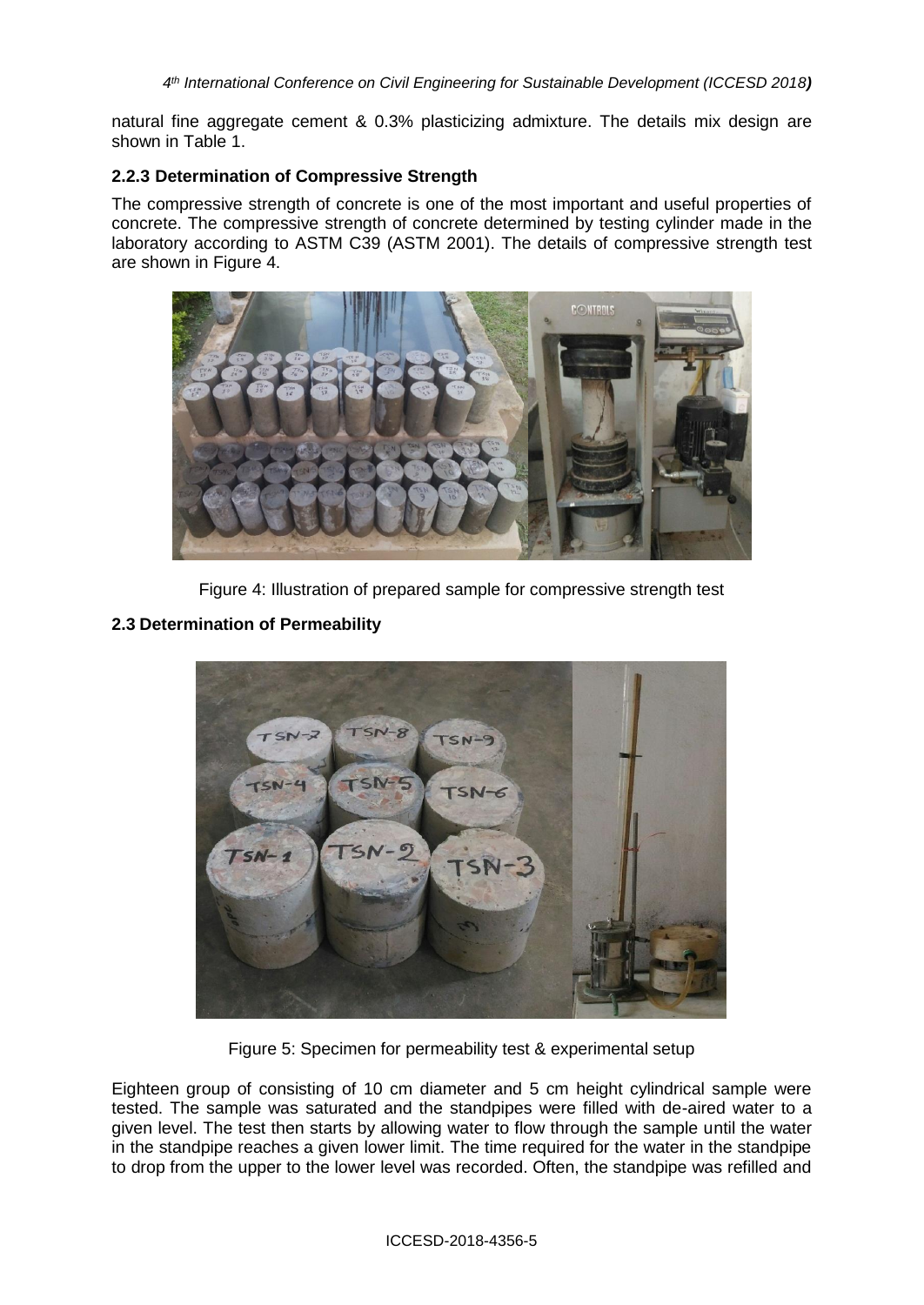natural fine aggregate cement & 0.3% plasticizing admixture. The details mix design are shown in Table 1.

### 2.2.3 Determination of Compressive Strength

The compressive strength of concrete is one of the most important and useful properties of concrete. The compressive strength of concrete determined by testing cylinder made in the laboratory according to ASTM C39 (ASTM 2001). The details of compressive strength test are shown in Figure 4.

Figure 4: Illustration of prepared sample for compressive strength test

## 2.3 Determination of Permeability

Figure 5: Specimen for permeability test & experimental setup

Eighteen group of consisting of 10 cm diameter and 5 cm height cylindrical sample were tested. The sample was saturated and the standpipes were filled with de-aired water to a given level. The test then starts by allowing water to flow through the sample until the water in the standpipe reaches a given lower limit. The time required for the water in the standpipe to drop from the upper to the lower level was recorded. Often, the standpipe was refilled and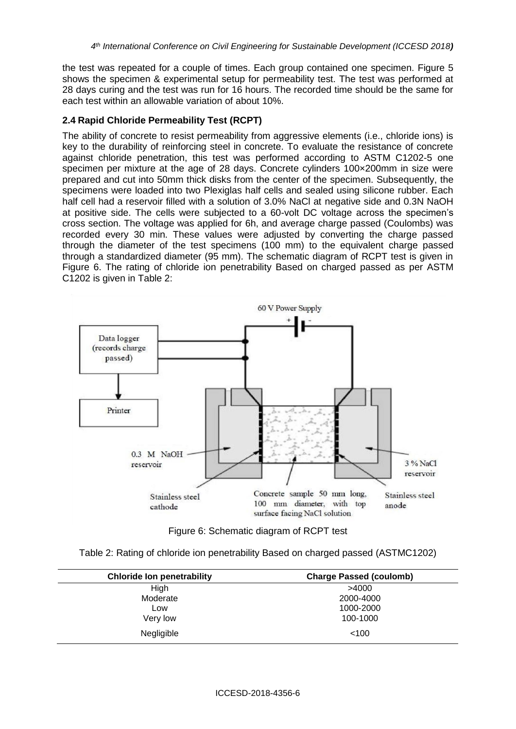the test was repeated for a couple of times. Each group contained one specimen. Figure 5 shows the specimen & experimental setup for permeability test. The test was performed at 28 days curing and the test was run for 16 hours. The recorded time should be the same for each test within an allowable variation of about 10%.

### 2.4 Rapid Chloride Permeability Test (RCPT)

The ability of concrete to resist permeability from aggressive elements (i.e., chloride ions) is key to the durability of reinforcing steel in concrete. To evaluate the resistance of concrete against chloride penetration, this test was performed according to ASTM C1202-5 one specimen per mixture at the age of 28 days. Concrete cylinders 100×200mm in size were prepared and cut into 50mm thick disks from the center of the specimen. Subsequently, the specimens were loaded into two Plexiglas half cells and sealed using silicone rubber. Each half cell had a reservoir filled with a solution of 3.0% NaCl at negative side and 0.3N NaOH at positive side. The cells were subjected to a 60-volt DC voltage across the specimen's cross section. The voltage was applied for 6h, and average charge passed (Coulombs) was recorded every 30 min. These values were adjusted by converting the charge passed through the diameter of the test specimens (100 mm) to the equivalent charge passed through a standardized diameter (95 mm). The schematic diagram of RCPT test is given in Figure 6. The rating of chloride ion penetrability Based on charged passed as per ASTM C1202 is given in Table 2:

Figure 6: Schematic diagram of RCPT test

Table 2: Rating of chloride ion penetrability Based on charged passed (ASTMC1202)

| Chloride Ion penetrability | Charge Passed (coulomb) |
|---|---|
| High | >4000 |
| Moderate | 2000-4000 |
| Low | 1000-2000 |
| Very low | 100-1000 |
| Negligible | <100 |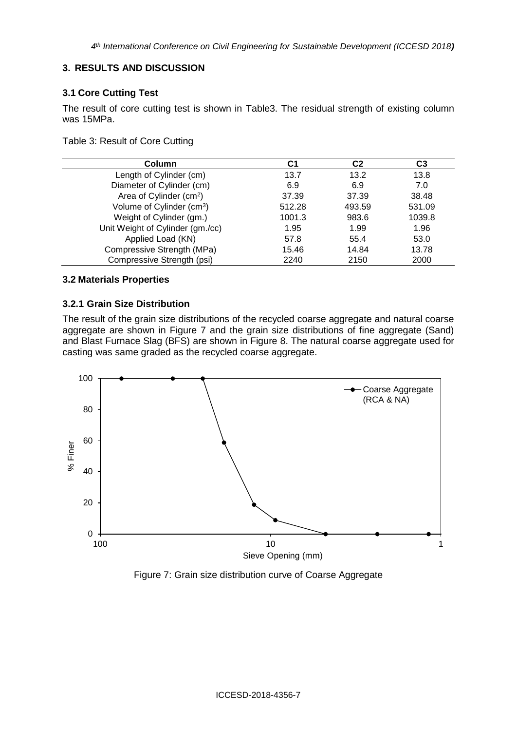## 3. RESULTS AND DISCUSSION

### 3.1 Core Cutting Test

The result of core cutting test is shown in Table3. The residual strength of existing column was 15MPa.

Table 3: Result of Core Cutting

| Column | C1 | C2 | C3 |
|---|---|---|---|
| Length of Cylinder (cm) | 13.7 | 13.2 | 13.8 |
| Diameter of Cylinder (cm) | 6.9 | 6.9 | 7.0 |
| Area of Cylinder ($cm^2$) | 37.39 | 37.39 | 38.48 |
| Volume of Cylinder ($cm^3$) | 512.28 | 493.59 | 531.09 |
| Weight of Cylinder (gm.) | 1001.3 | 983.6 | 1039.8 |
| Unit Weight of Cylinder (gm./cc) | 1.95 | 1.99 | 1.96 |
| Applied Load (KN) | 57.8 | 55.4 | 53.0 |
| Compressive Strength (MPa) | 15.46 | 14.84 | 13.78 |
| Compressive Strength (psi) | 2240 | 2150 | 2000 |

### 3.2 Materials Properties

#### 3.2.1 Grain Size Distribution

The result of the grain size distributions of the recycled coarse aggregate and natural coarse aggregate are shown in Figure 7 and the grain size distributions of fine aggregate (Sand) and Blast Furnace Slag (BFS) are shown in Figure 8. The natural coarse aggregate used for casting was same graded as the recycled coarse aggregate.

Figure 7: Grain size distribution curve of Coarse Aggregate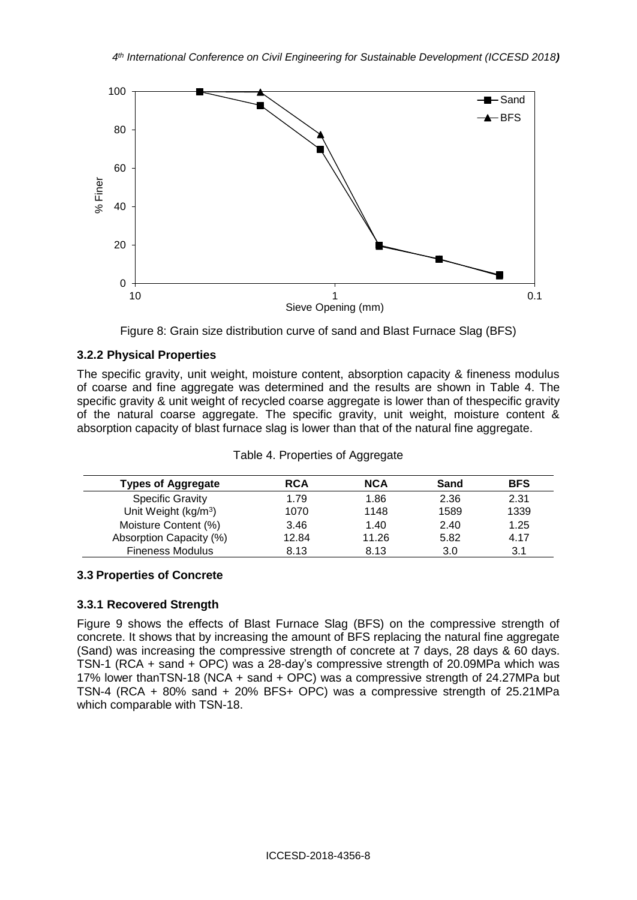Figure 8: Grain size distribution curve of sand and Blast Furnace Slag (BFS)

### 3.2.2 Physical Properties

The specific gravity, unit weight, moisture content, absorption capacity & fineness modulus of coarse and fine aggregate was determined and the results are shown in Table 4. The specific gravity & unit weight of recycled coarse aggregate is lower than of thespecific gravity of the natural coarse aggregate. The specific gravity, unit weight, moisture content & absorption capacity of blast furnace slag is lower than that of the natural fine aggregate.

Table 4. Properties of Aggregate

| Types of Aggregate | RCA | NCA | Sand | BFS |
|---|---|---|---|---|
| Specific Gravity | 1.79 | 1.86 | 2.36 | 2.31 |
| Unit Weight ($kg/m^3$) | 1070 | 1148 | 1589 | 1339 |
| Moisture Content (%) | 3.46 | 1.40 | 2.40 | 1.25 |
| Absorption Capacity (%) | 12.84 | 11.26 | 5.82 | 4.17 |
| Fineness Modulus | 8.13 | 8.13 | 3.0 | 3.1 |

## 3.3 Properties of Concrete

### 3.3.1 Recovered Strength

Figure 9 shows the effects of Blast Furnace Slag (BFS) on the compressive strength of concrete. It shows that by increasing the amount of BFS replacing the natural fine aggregate (Sand) was increasing the compressive strength of concrete at 7 days, 28 days & 60 days. TSN-1 (RCA + sand + OPC) was a 28-day's compressive strength of 20.09MPa which was 17% lower thanTSN-18 (NCA + sand + OPC) was a compressive strength of 24.27MPa but TSN-4 (RCA + 80% sand + 20% BFS+ OPC) was a compressive strength of 25.21MPa which comparable with TSN-18.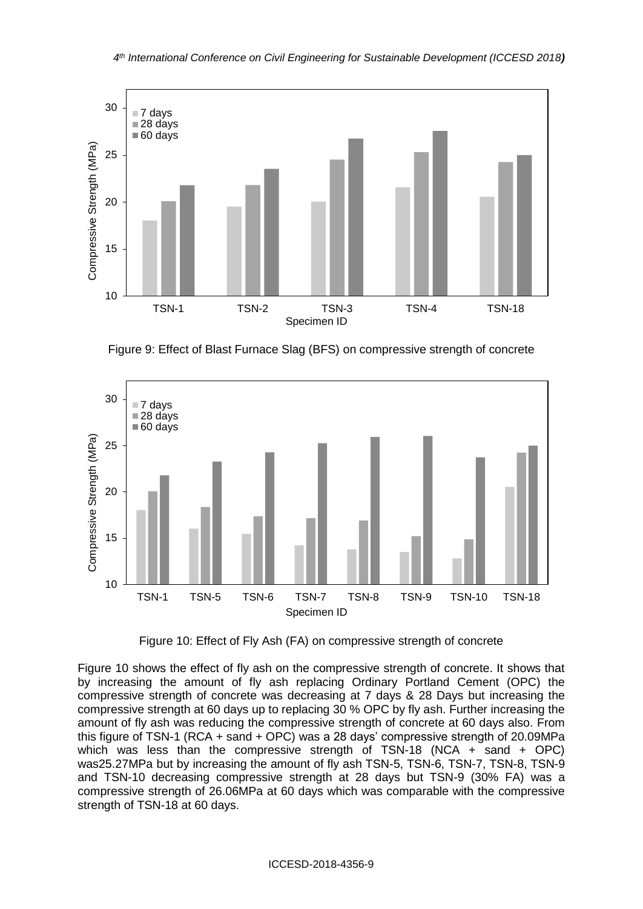Figure 9: Effect of Blast Furnace Slag (BFS) on compressive strength of concrete

Figure 10: Effect of Fly Ash (FA) on compressive strength of concrete

Figure 10 shows the effect of fly ash on the compressive strength of concrete. It shows that by increasing the amount of fly ash replacing Ordinary Portland Cement (OPC) the compressive strength of concrete was decreasing at 7 days & 28 Days but increasing the compressive strength at 60 days up to replacing 30 % OPC by fly ash. Further increasing the amount of fly ash was reducing the compressive strength of concrete at 60 days also. From this figure of TSN-1 (RCA + sand + OPC) was a 28 days' compressive strength of 20.09MPa which was less than the compressive strength of TSN-18 (NCA + sand + OPC) was25.27MPa but by increasing the amount of fly ash TSN-5, TSN-6, TSN-7, TSN-8, TSN-9 and TSN-10 decreasing compressive strength at 28 days but TSN-9 (30% FA) was a compressive strength of 26.06MPa at 60 days which was comparable with the compressive strength of TSN-18 at 60 days.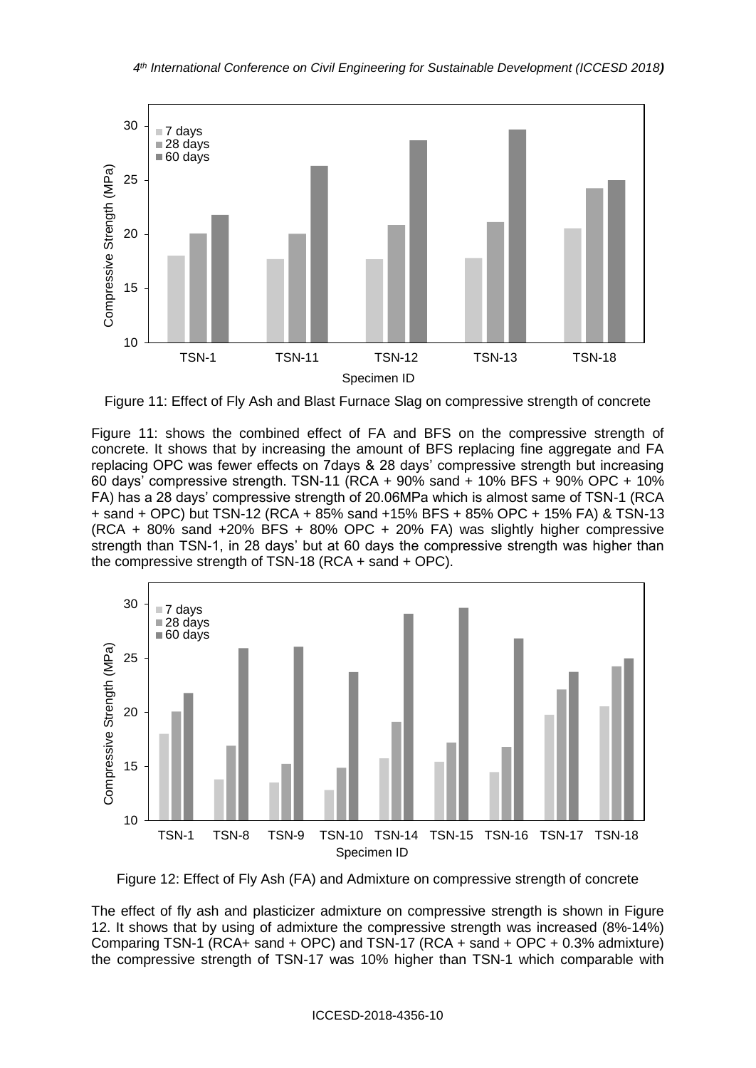Figure 11: Effect of Fly Ash and Blast Furnace Slag on compressive strength of concrete

Figure 11: shows the combined effect of FA and BFS on the compressive strength of concrete. It shows that by increasing the amount of BFS replacing fine aggregate and FA replacing OPC was fewer effects on 7days & 28 days' compressive strength but increasing 60 days' compressive strength. TSN-11 (RCA + 90% sand + 10% BFS + 90% OPC + 10% FA) has a 28 days' compressive strength of 20.06MPa which is almost same of TSN-1 (RCA + sand + OPC) but TSN-12 (RCA + 85% sand +15% BFS + 85% OPC + 15% FA) & TSN-13 (RCA + 80% sand +20% BFS + 80% OPC + 20% FA) was slightly higher compressive strength than TSN-1, in 28 days' but at 60 days the compressive strength was higher than the compressive strength of TSN-18 (RCA + sand + OPC).

Figure 12: Effect of Fly Ash (FA) and Admixture on compressive strength of concrete

The effect of fly ash and plasticizer admixture on compressive strength is shown in Figure 12. It shows that by using of admixture the compressive strength was increased (8%-14%) Comparing TSN-1 (RCA+ sand + OPC) and TSN-17 (RCA + sand + OPC + 0.3% admixture) the compressive strength of TSN-17 was 10% higher than TSN-1 which comparable with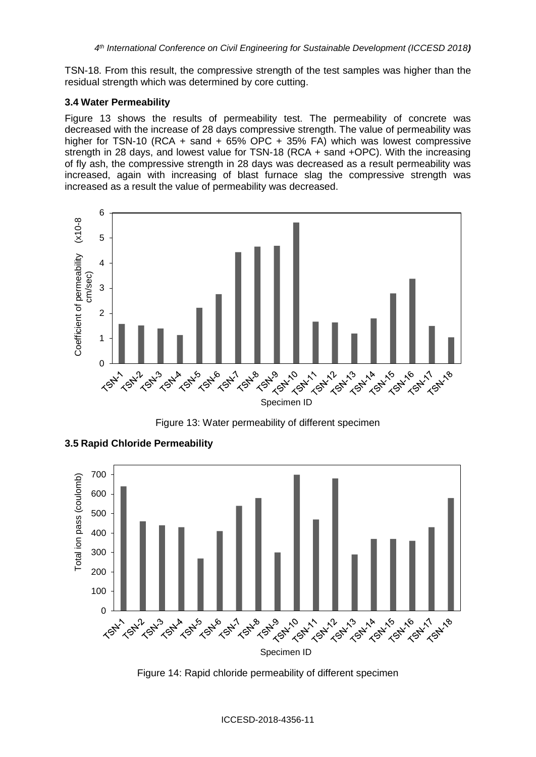TSN-18. From this result, the compressive strength of the test samples was higher than the residual strength which was determined by core cutting.

### 3.4 Water Permeability

Figure 13 shows the results of permeability test. The permeability of concrete was decreased with the increase of 28 days compressive strength. The value of permeability was higher for TSN-10 (RCA + sand + 65% OPC + 35% FA) which was lowest compressive strength in 28 days, and lowest value for TSN-18 (RCA + sand +OPC). With the increasing of fly ash, the compressive strength in 28 days was decreased as a result permeability was increased, again with increasing of blast furnace slag the compressive strength was increased as a result the value of permeability was decreased.

Figure 13: Water permeability of different specimen

### 3.5 Rapid Chloride Permeability

Figure 14: Rapid chloride permeability of different specimen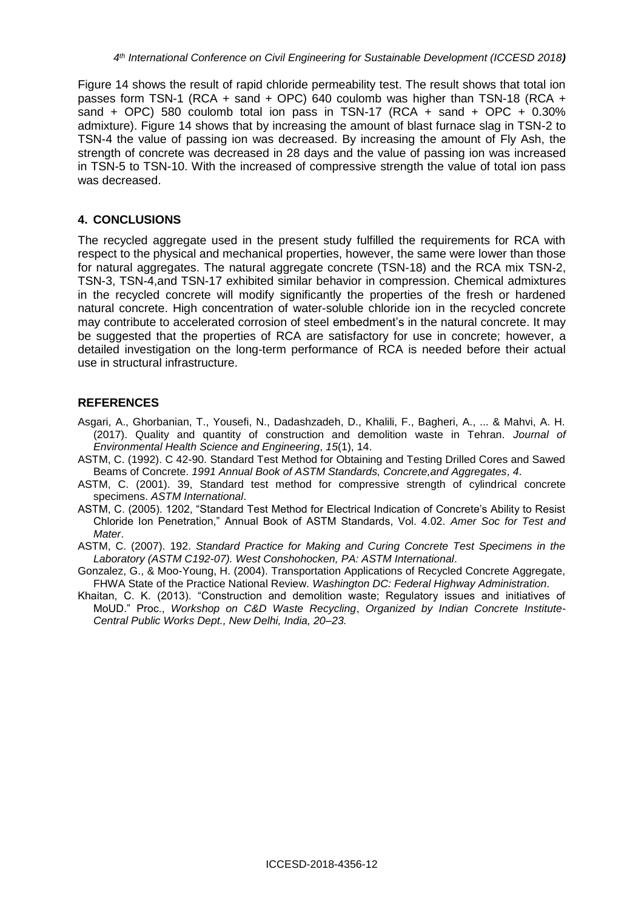Figure 14 shows the result of rapid chloride permeability test. The result shows that total ion passes form TSN-1 (RCA + sand + OPC) 640 coulomb was higher than TSN-18 (RCA + sand + OPC) 580 coulomb total ion pass in TSN-17 (RCA + sand + OPC + 0.30% admixture). Figure 14 shows that by increasing the amount of blast furnace slag in TSN-2 to TSN-4 the value of passing ion was decreased. By increasing the amount of Fly Ash, the strength of concrete was decreased in 28 days and the value of passing ion was increased in TSN-5 to TSN-10. With the increased of compressive strength the value of total ion pass was decreased.

## 4. CONCLUSIONS

The recycled aggregate used in the present study fulfilled the requirements for RCA with respect to the physical and mechanical properties, however, the same were lower than those for natural aggregates. The natural aggregate concrete (TSN-18) and the RCA mix TSN-2, TSN-3, TSN-4,and TSN-17 exhibited similar behavior in compression. Chemical admixtures in the recycled concrete will modify significantly the properties of the fresh or hardened natural concrete. High concentration of water-soluble chloride ion in the recycled concrete may contribute to accelerated corrosion of steel embedment's in the natural concrete. It may be suggested that the properties of RCA are satisfactory for use in concrete; however, a detailed investigation on the long-term performance of RCA is needed before their actual use in structural infrastructure.

## REFERENCES

Asgari, A., Ghorbanian, T., Yousefi, N., Dadashzadeh, D., Khalili, F., Bagheri, A., ... & Mahvi, A. H. (2017). Quality and quantity of construction and demolition waste in Tehran. *Journal of Environmental Health Science and Engineering*, *15*(1), 14.

ASTM, C. (1992). C 42-90. Standard Test Method for Obtaining and Testing Drilled Cores and Sawed Beams of Concrete. *1991 Annual Book of ASTM Standards, Concrete,and Aggregates*, *4*.

ASTM, C. (2001). 39, Standard test method for compressive strength of cylindrical concrete specimens. *ASTM International*.

ASTM, C. (2005). 1202, "Standard Test Method for Electrical Indication of Concrete's Ability to Resist Chloride Ion Penetration," Annual Book of ASTM Standards, Vol. 4.02. *Amer Soc for Test and Mater*.

ASTM, C. (2007). 192. *Standard Practice for Making and Curing Concrete Test Specimens in the Laboratory (ASTM C192-07). West Conshohocken, PA: ASTM International*.

Gonzalez, G., & Moo-Young, H. (2004). Transportation Applications of Recycled Concrete Aggregate, FHWA State of the Practice National Review. *Washington DC: Federal Highway Administration*.

Khaitan, C. K. (2013). "Construction and demolition waste; Regulatory issues and initiatives of MoUD." Proc., *Workshop on C&D Waste Recycling*, *Organized by Indian Concrete Institute-Central Public Works Dept., New Delhi, India, 20–23.*